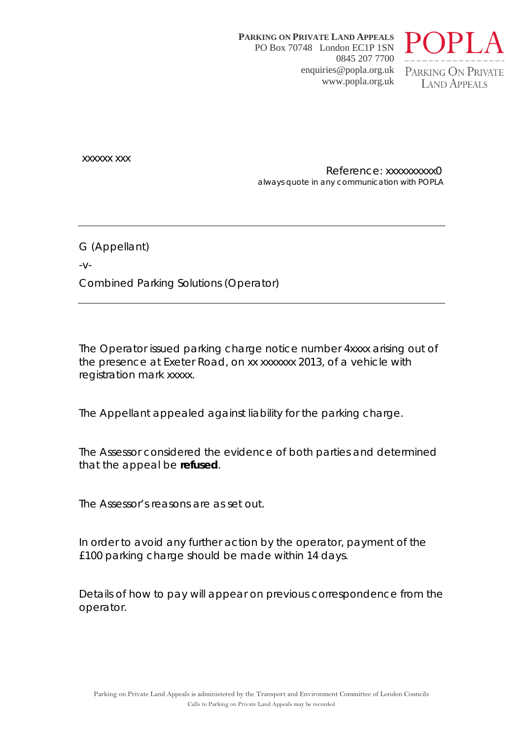**PARKING ON PRIVATE LAND APPEALS**
PO Box 70748 London EC1P 1SN
0845 207 7700
enquiries@popla.org.uk
www.popla.org.uk

POPLA
PARKING ON PRIVATE LAND APPEALS

xxxxxx xxx

Reference: xxxxxxxxxx0
always quote in any communication with POPLA

---

G (Appellant)

-v-

Combined Parking Solutions (Operator)

---

The Operator issued parking charge notice number 4xxxx arising out of the presence at Exeter Road, on xx xxxxxxx 2013, of a vehicle with registration mark xxxxx.

The Appellant appealed against liability for the parking charge.

The Assessor considered the evidence of both parties and determined that the appeal be **refused**.

The Assessor's reasons are as set out.

In order to avoid any further action by the operator, payment of the £100 parking charge should be made within 14 days.

Details of how to pay will appear on previous correspondence from the operator.

Parking on Private Land Appeals is administered by the Transport and Environment Committee of London Councils
Calls to Parking on Private Land Appeals may be recorded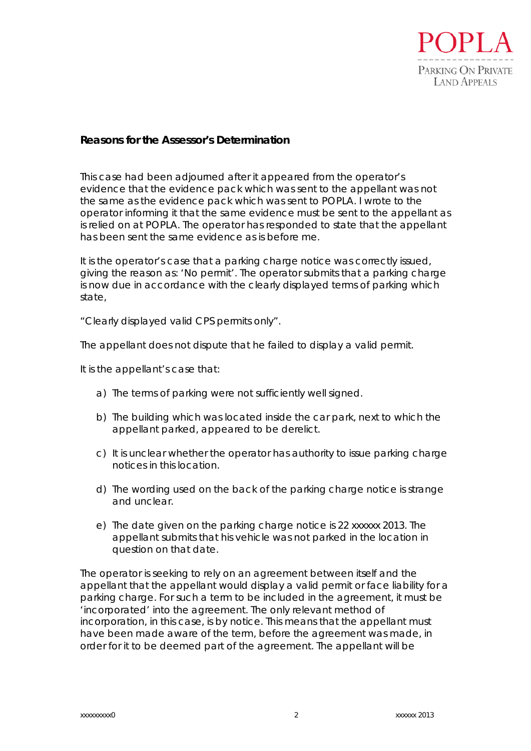### Reasons for the Assessor's Determination

This case had been adjourned after it appeared from the operator's evidence that the evidence pack which was sent to the appellant was not the same as the evidence pack which was sent to POPLA. I wrote to the operator informing it that the same evidence must be sent to the appellant as is relied on at POPLA. The operator has responded to state that the appellant has been sent the same evidence as is before me.

It is the operator's case that a parking charge notice was correctly issued, giving the reason as: 'No permit'. The operator submits that a parking charge is now due in accordance with the clearly displayed terms of parking which state,

"Clearly displayed valid CPS permits only".

The appellant does not dispute that he failed to display a valid permit.

It is the appellant's case that:

a) The terms of parking were not sufficiently well signed.

b) The building which was located inside the car park, next to which the appellant parked, appeared to be derelict.

c) It is unclear whether the operator has authority to issue parking charge notices in this location.

d) The wording used on the back of the parking charge notice is strange and unclear.

e) The date given on the parking charge notice is 22 xxxxxx 2013. The appellant submits that his vehicle was not parked in the location in question on that date.

The operator is seeking to rely on an agreement between itself and the appellant that the appellant would display a valid permit or face liability for a parking charge. For such a term to be included in the agreement, it must be 'incorporated' into the agreement. The only relevant method of incorporation, in this case, is by notice. This means that the appellant must have been made aware of the term, before the agreement was made, in order for it to be deemed part of the agreement. The appellant will be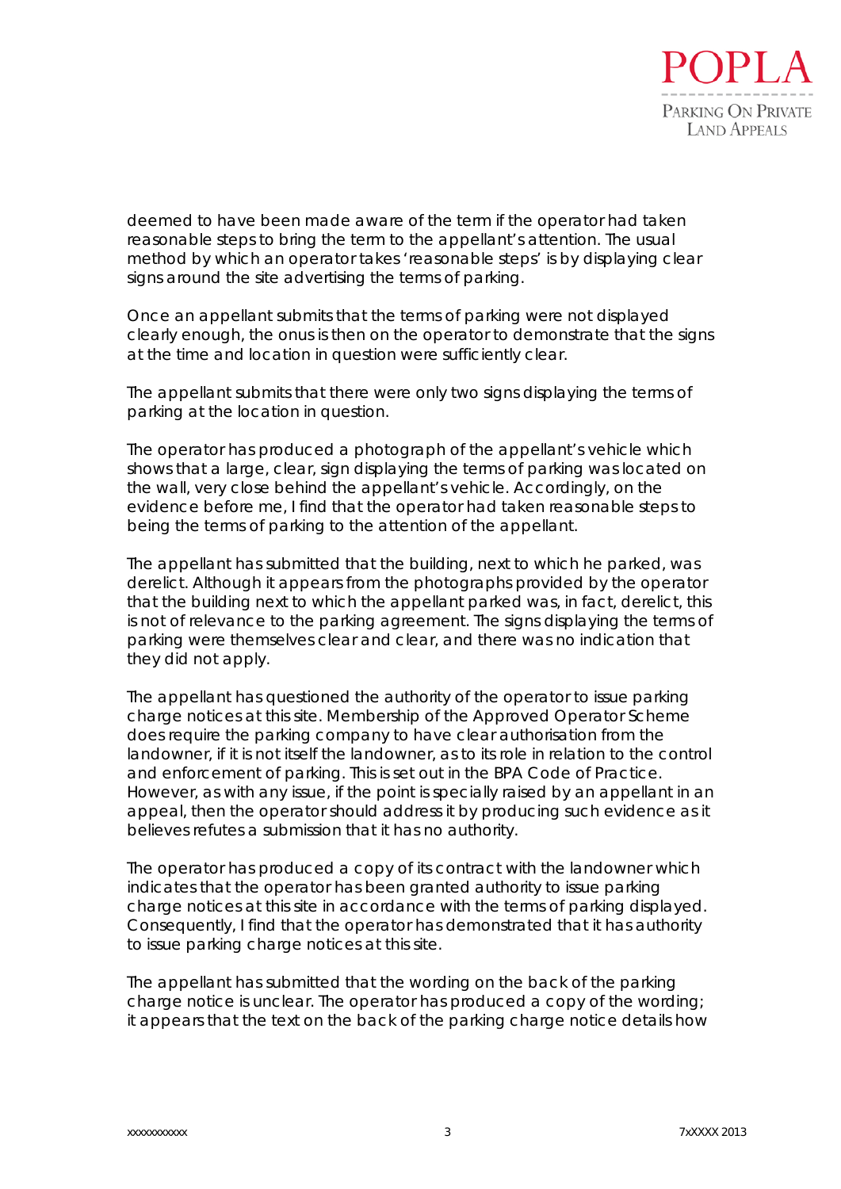deemed to have been made aware of the term if the operator had taken reasonable steps to bring the term to the appellant's attention. The usual method by which an operator takes 'reasonable steps' is by displaying clear signs around the site advertising the terms of parking.

Once an appellant submits that the terms of parking were not displayed clearly enough, the onus is then on the operator to demonstrate that the signs at the time and location in question were sufficiently clear.

The appellant submits that there were only two signs displaying the terms of parking at the location in question.

The operator has produced a photograph of the appellant's vehicle which shows that a large, clear, sign displaying the terms of parking was located on the wall, very close behind the appellant's vehicle. Accordingly, on the evidence before me, I find that the operator had taken reasonable steps to being the terms of parking to the attention of the appellant.

The appellant has submitted that the building, next to which he parked, was derelict. Although it appears from the photographs provided by the operator that the building next to which the appellant parked was, in fact, derelict, this is not of relevance to the parking agreement. The signs displaying the terms of parking were themselves clear and clear, and there was no indication that they did not apply.

The appellant has questioned the authority of the operator to issue parking charge notices at this site. Membership of the Approved Operator Scheme does require the parking company to have clear authorisation from the landowner, if it is not itself the landowner, as to its role in relation to the control and enforcement of parking. This is set out in the BPA Code of Practice. However, as with any issue, if the point is specially raised by an appellant in an appeal, then the operator should address it by producing such evidence as it believes refutes a submission that it has no authority.

The operator has produced a copy of its contract with the landowner which indicates that the operator has been granted authority to issue parking charge notices at this site in accordance with the terms of parking displayed. Consequently, I find that the operator has demonstrated that it has authority to issue parking charge notices at this site.

The appellant has submitted that the wording on the back of the parking charge notice is unclear. The operator has produced a copy of the wording; it appears that the text on the back of the parking charge notice details how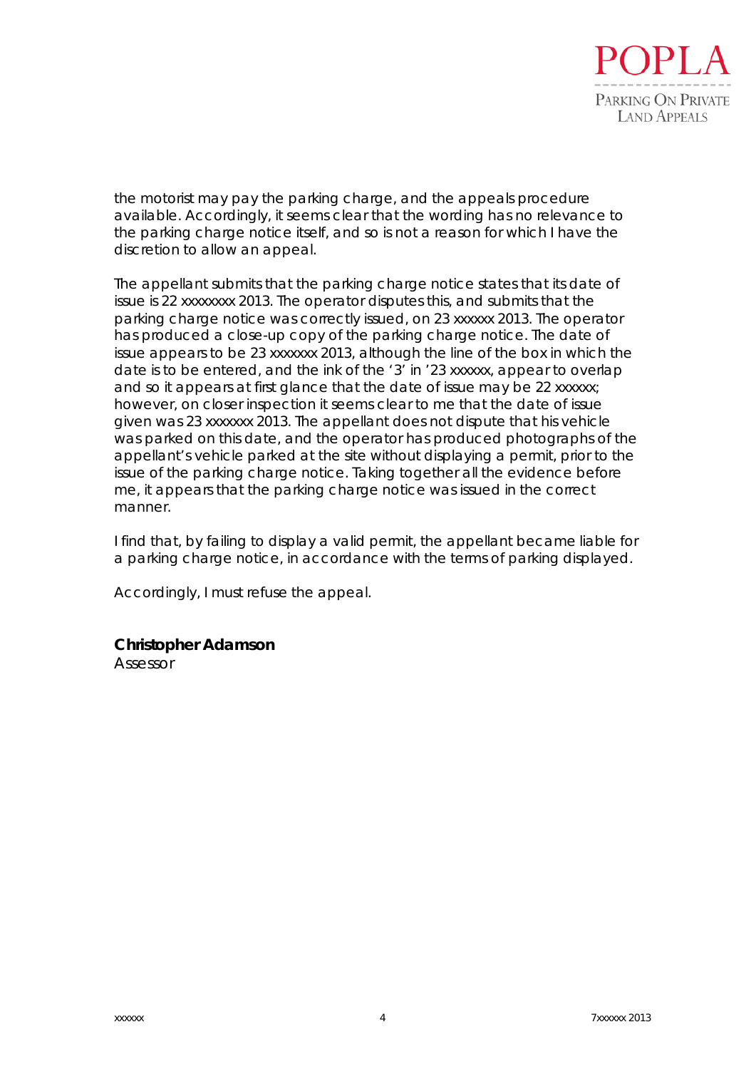the motorist may pay the parking charge, and the appeals procedure available. Accordingly, it seems clear that the wording has no relevance to the parking charge notice itself, and so is not a reason for which I have the discretion to allow an appeal.

The appellant submits that the parking charge notice states that its date of issue is 22 xxxxxxxx 2013. The operator disputes this, and submits that the parking charge notice was correctly issued, on 23 xxxxxx 2013. The operator has produced a close-up copy of the parking charge notice. The date of issue appears to be 23 xxxxxxx 2013, although the line of the box in which the date is to be entered, and the ink of the '3' in '23 xxxxxx, appear to overlap and so it appears at first glance that the date of issue may be 22 xxxxxx; however, on closer inspection it seems clear to me that the date of issue given was 23 xxxxxxx 2013. The appellant does not dispute that his vehicle was parked on this date, and the operator has produced photographs of the appellant's vehicle parked at the site without displaying a permit, prior to the issue of the parking charge notice. Taking together all the evidence before me, it appears that the parking charge notice was issued in the correct manner.

I find that, by failing to display a valid permit, the appellant became liable for a parking charge notice, in accordance with the terms of parking displayed.

Accordingly, I must refuse the appeal.

**Christopher Adamson**
Assessor